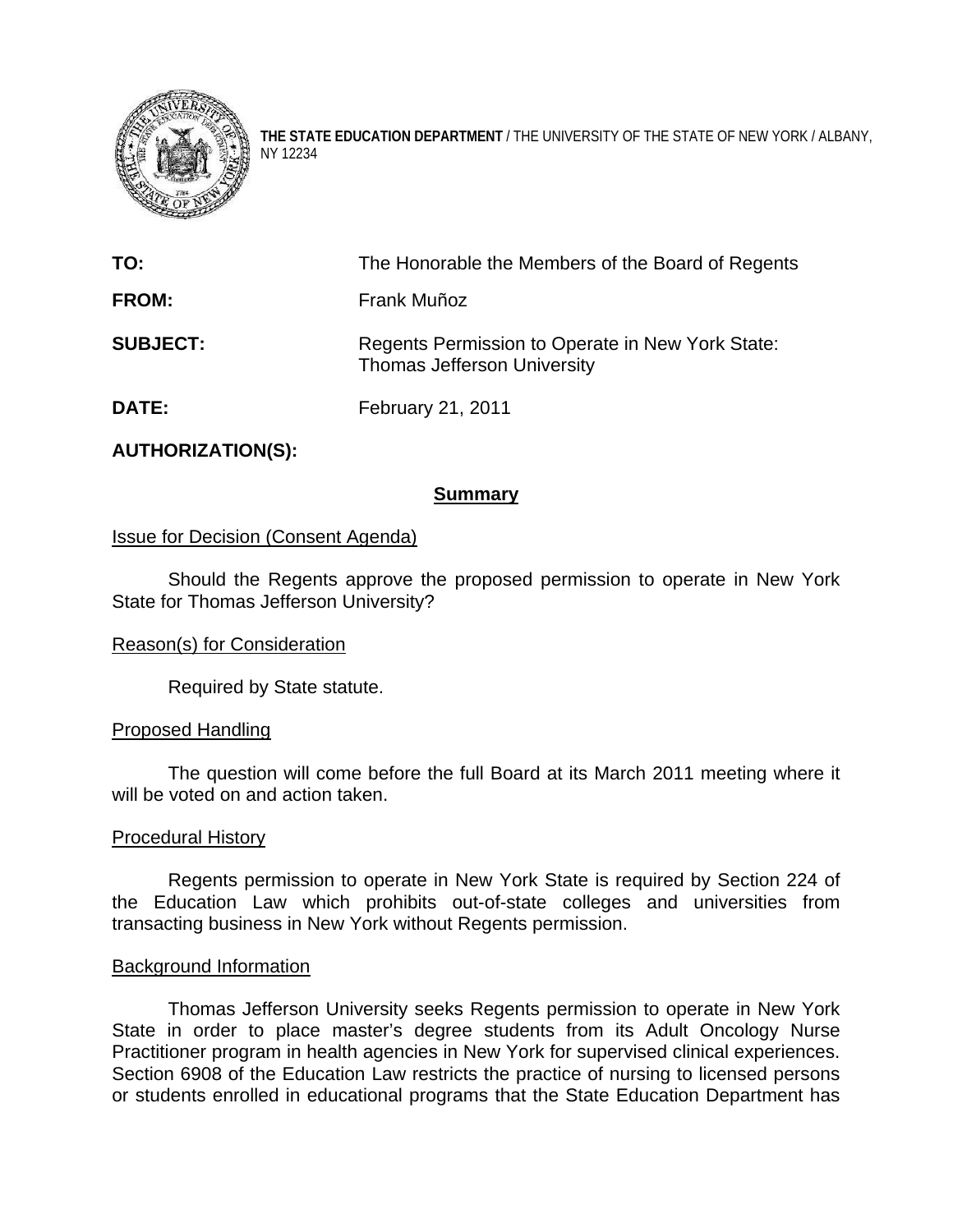**THE STATE EDUCATION DEPARTMENT** / THE UNIVERSITY OF THE STATE OF NEW YORK / ALBANY, NY 12234

| | |
|---|---|
| **TO:** | The Honorable the Members of the Board of Regents |
| **FROM:** | Frank Muñoz |
| **SUBJECT:** | Regents Permission to Operate in New York State: Thomas Jefferson University |
| **DATE:** | February 21, 2011 |

**AUTHORIZATION(S):**

## Summary

Issue for Decision (Consent Agenda)

Should the Regents approve the proposed permission to operate in New York State for Thomas Jefferson University?

Reason(s) for Consideration

Required by State statute.

Proposed Handling

The question will come before the full Board at its March 2011 meeting where it will be voted on and action taken.

Procedural History

Regents permission to operate in New York State is required by Section 224 of the Education Law which prohibits out-of-state colleges and universities from transacting business in New York without Regents permission.

Background Information

Thomas Jefferson University seeks Regents permission to operate in New York State in order to place master's degree students from its Adult Oncology Nurse Practitioner program in health agencies in New York for supervised clinical experiences. Section 6908 of the Education Law restricts the practice of nursing to licensed persons or students enrolled in educational programs that the State Education Department has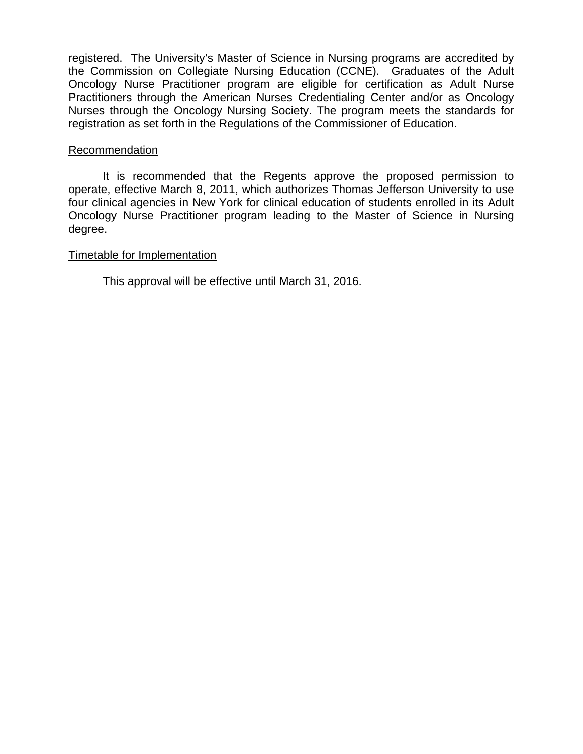registered. The University's Master of Science in Nursing programs are accredited by the Commission on Collegiate Nursing Education (CCNE). Graduates of the Adult Oncology Nurse Practitioner program are eligible for certification as Adult Nurse Practitioners through the American Nurses Credentialing Center and/or as Oncology Nurses through the Oncology Nursing Society. The program meets the standards for registration as set forth in the Regulations of the Commissioner of Education.

<u>Recommendation</u>

It is recommended that the Regents approve the proposed permission to operate, effective March 8, 2011, which authorizes Thomas Jefferson University to use four clinical agencies in New York for clinical education of students enrolled in its Adult Oncology Nurse Practitioner program leading to the Master of Science in Nursing degree.

<u>Timetable for Implementation</u>

This approval will be effective until March 31, 2016.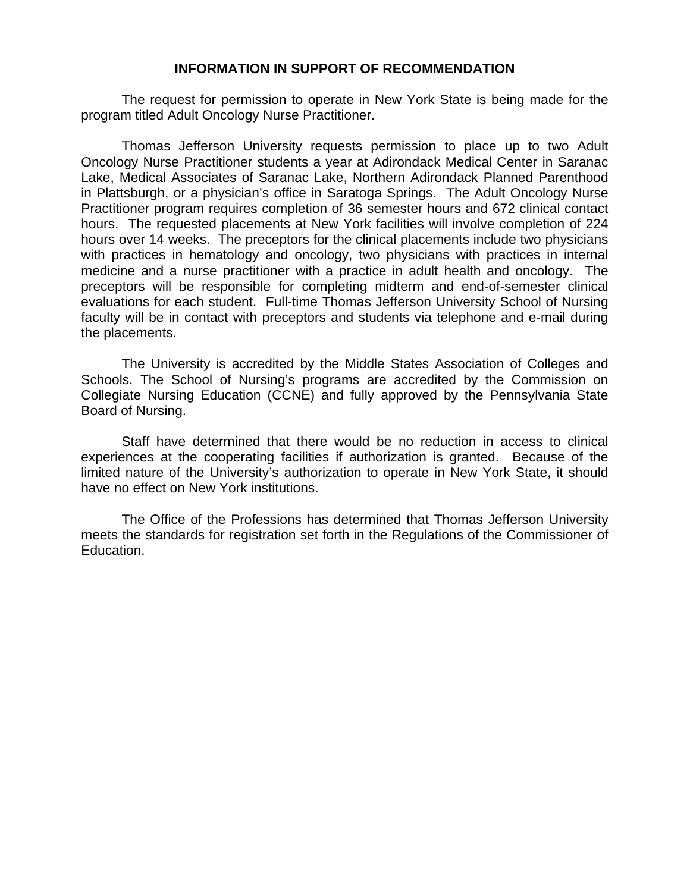**INFORMATION IN SUPPORT OF RECOMMENDATION**

The request for permission to operate in New York State is being made for the program titled Adult Oncology Nurse Practitioner.

Thomas Jefferson University requests permission to place up to two Adult Oncology Nurse Practitioner students a year at Adirondack Medical Center in Saranac Lake, Medical Associates of Saranac Lake, Northern Adirondack Planned Parenthood in Plattsburgh, or a physician's office in Saratoga Springs. The Adult Oncology Nurse Practitioner program requires completion of 36 semester hours and 672 clinical contact hours. The requested placements at New York facilities will involve completion of 224 hours over 14 weeks. The preceptors for the clinical placements include two physicians with practices in hematology and oncology, two physicians with practices in internal medicine and a nurse practitioner with a practice in adult health and oncology. The preceptors will be responsible for completing midterm and end-of-semester clinical evaluations for each student. Full-time Thomas Jefferson University School of Nursing faculty will be in contact with preceptors and students via telephone and e-mail during the placements.

The University is accredited by the Middle States Association of Colleges and Schools. The School of Nursing's programs are accredited by the Commission on Collegiate Nursing Education (CCNE) and fully approved by the Pennsylvania State Board of Nursing.

Staff have determined that there would be no reduction in access to clinical experiences at the cooperating facilities if authorization is granted. Because of the limited nature of the University's authorization to operate in New York State, it should have no effect on New York institutions.

The Office of the Professions has determined that Thomas Jefferson University meets the standards for registration set forth in the Regulations of the Commissioner of Education.